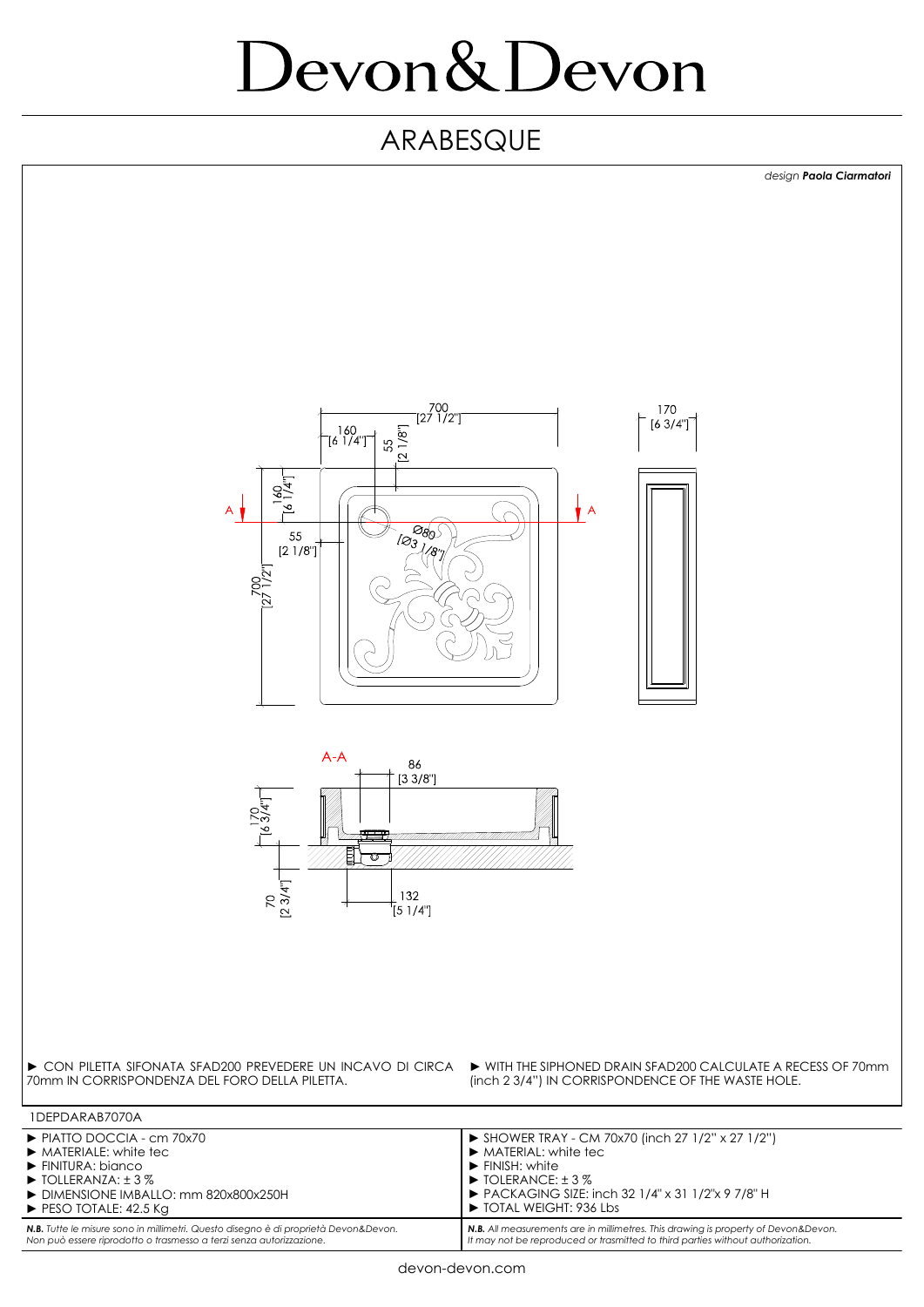# Devon&Devon

## ARABESQUE

*design **Paola Ciarmatori***

► CON PILETTA SIFONATA SFAD200 PREVEDERE UN INCAVO DI CIRCA 70mm IN CORRISPONDENZA DEL FORO DELLA PILETTA.

► WITH THE SIPHONED DRAIN SFAD200 CALCULATE A RECESS OF 70mm (inch 2 3/4") IN CORRISPONDENCE OF THE WASTE HOLE.

1DEPDARAB7070A

| | |
|---|---|
| ► PIATTO DOCCIA - cm 70x70 | ► SHOWER TRAY - CM 70x70 (inch 27 1/2" x 27 1/2") |
| ► MATERIALE: white tec | ► MATERIAL: white tec |
| ► FINITURA: bianco | ► FINISH: white |
| ► TOLLERANZA: ± 3 % | ► TOLERANCE: ± 3 % |
| ► DIMENSIONE IMBALLO: mm 820x800x250H | ► PACKAGING SIZE: inch 32 1/4" x 31 1/2"x 9 7/8" H |
| ► PESO TOTALE: 42.5 Kg | ► TOTAL WEIGHT: 936 Lbs |

***N.B.*** *Tutte le misure sono in millimetri. Questo disegno è di proprietà Devon&Devon. Non può essere riprodotto o trasmesso a terzi senza autorizzazione.*

***N.B.*** *All measurements are in millimetres. This drawing is property of Devon&Devon. It may not be reproduced or trasmitted to third parties without authorization.*

devon-devon.com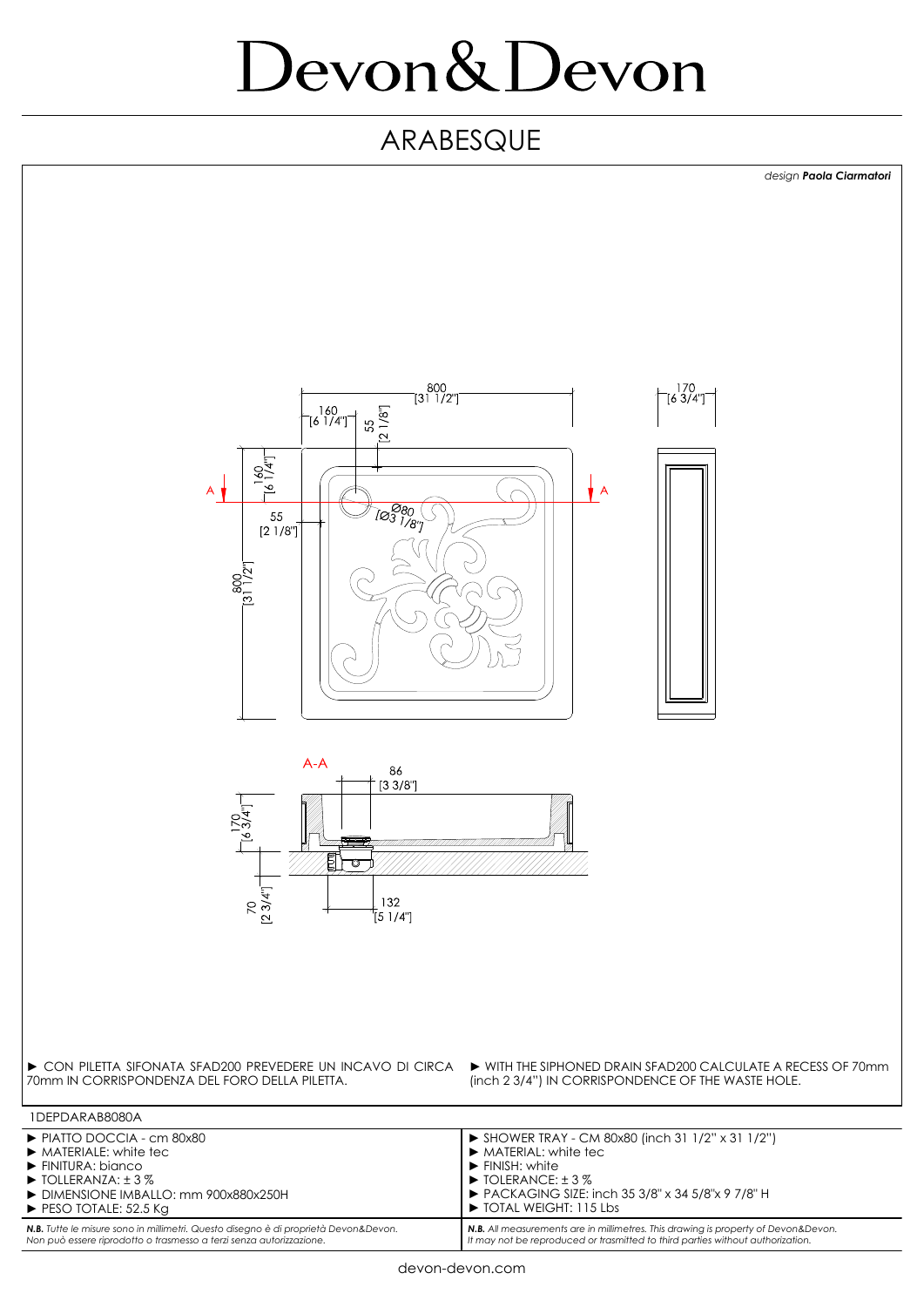# Devon&Devon

## ARABESQUE

*design **Paola Ciarmatori***

► CON PILETTA SIFONATA SFAD200 PREVEDERE UN INCAVO DI CIRCA 70mm IN CORRISPONDENZA DEL FORO DELLA PILETTA.

► WITH THE SIPHONED DRAIN SFAD200 CALCULATE A RECESS OF 70mm (inch 2 3/4") IN CORRISPONDENCE OF THE WASTE HOLE.

1DEPDARAB8080A

| | |
|---|---|
| ► PIATTO DOCCIA - cm 80x80<br>► MATERIALE: white tec<br>► FINITURA: bianco<br>► TOLLERANZA: ± 3 %<br>► DIMENSIONE IMBALLO: mm 900x880x250H<br>► PESO TOTALE: 52.5 Kg | ► SHOWER TRAY - CM 80x80 (inch 31 1/2" x 31 1/2")<br>► MATERIAL: white tec<br>► FINISH: white<br>► TOLERANCE: ± 3 %<br>► PACKAGING SIZE: inch 35 3/8" x 34 5/8"x 9 7/8" H<br>► TOTAL WEIGHT: 115 Lbs |
| ***N.B.** Tutte le misure sono in millimetri. Questo disegno è di proprietà Devon&Devon. Non può essere riprodotto o trasmesso a terzi senza autorizzazione.* | ***N.B.** All measurements are in millimetres. This drawing is property of Devon&Devon. It may not be reproduced or trasmitted to third parties without authorization.* |

devon-devon.com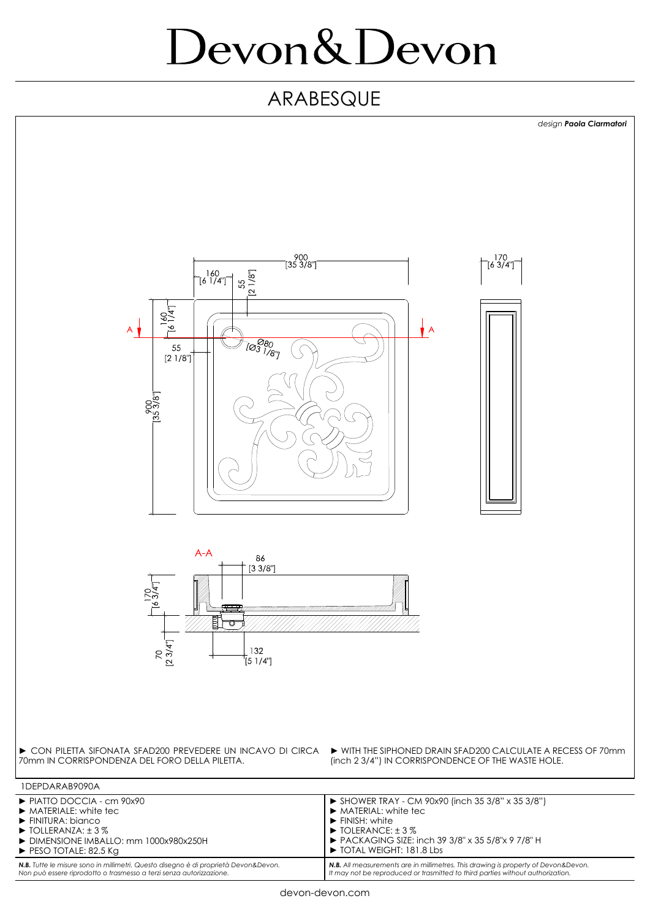# Devon&Devon

## ARABESQUE

*design* ***Paola Ciarmatori***

900
[35 3/8"]
160
[6 1/4"]
55
[2 1/8"]
170
[6 3/4"]
160
[6 1/4"]
A
A
55
[2 1/8"]
Ø80
[Ø3 1/8"]
900
[35 3/8"]

A-A
86
[3 3/8"]
170
[6 3/4"]
70
[2 3/4"]
132
[5 1/4"]

► CON PILETTA SIFONATA SFAD200 PREVEDERE UN INCAVO DI CIRCA 70mm IN CORRISPONDENZA DEL FORO DELLA PILETTA.

► WITH THE SIPHONED DRAIN SFAD200 CALCULATE A RECESS OF 70mm (inch 2 3/4") IN CORRISPONDENCE OF THE WASTE HOLE.

1DEPDARAB9090A

| | |
|---|---|
| ► PIATTO DOCCIA - cm 90x90 | ► SHOWER TRAY - CM 90x90 (inch 35 3/8" x 35 3/8") |
| ► MATERIALE: white tec | ► MATERIAL: white tec |
| ► FINITURA: bianco | ► FINISH: white |
| ► TOLLERANZA: ± 3 % | ► TOLERANCE: ± 3 % |
| ► DIMENSIONE IMBALLO: mm 1000x980x250H | ► PACKAGING SIZE: inch 39 3/8" x 35 5/8"x 9 7/8" H |
| ► PESO TOTALE: 82.5 Kg | ► TOTAL WEIGHT: 181.8 Lbs |
| ***N.B.*** *Tutte le misure sono in millimetri. Questo disegno è di proprietà Devon&Devon. Non può essere riprodotto o trasmesso a terzi senza autorizzazione.* | ***N.B.*** *All measurements are in millimetres. This drawing is property of Devon&Devon. It may not be reproduced or trasmitted to third parties without authorization.* |

devon-devon.com